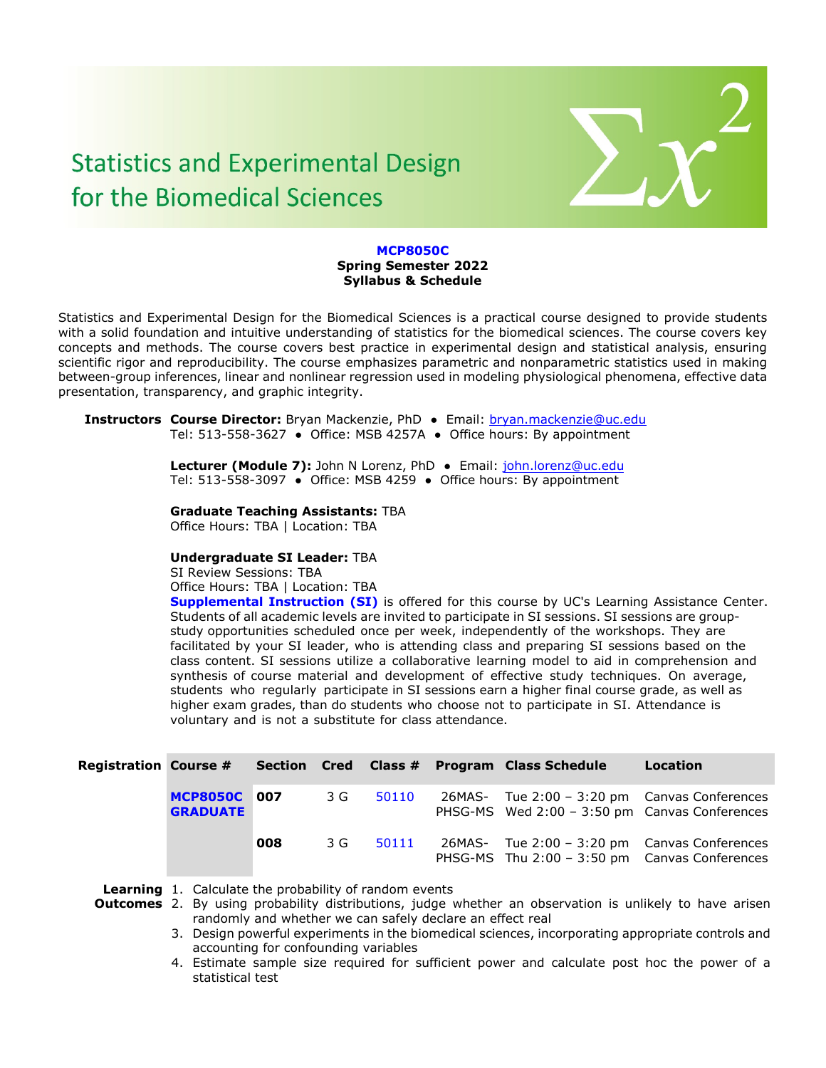# Statistics and Experimental Design for the Biomedical Sciences

$\sum x^2$

**MCP8050C**
**Spring Semester 2022**
**Syllabus & Schedule**

Statistics and Experimental Design for the Biomedical Sciences is a practical course designed to provide students with a solid foundation and intuitive understanding of statistics for the biomedical sciences. The course covers key concepts and methods. The course covers best practice in experimental design and statistical analysis, ensuring scientific rigor and reproducibility. The course emphasizes parametric and nonparametric statistics used in making between-group inferences, linear and nonlinear regression used in modeling physiological phenomena, effective data presentation, transparency, and graphic integrity.

**Instructors**

**Course Director:** Bryan Mackenzie, PhD • Email: bryan.mackenzie@uc.edu
Tel: 513-558-3627 • Office: MSB 4257A • Office hours: By appointment

**Lecturer (Module 7):** John N Lorenz, PhD • Email: john.lorenz@uc.edu
Tel: 513-558-3097 • Office: MSB 4259 • Office hours: By appointment

**Graduate Teaching Assistants:** TBA
Office Hours: TBA | Location: TBA

**Undergraduate SI Leader:** TBA
SI Review Sessions: TBA
Office Hours: TBA | Location: TBA

**Supplemental Instruction (SI)** is offered for this course by UC's Learning Assistance Center. Students of all academic levels are invited to participate in SI sessions. SI sessions are group-study opportunities scheduled once per week, independently of the workshops. They are facilitated by your SI leader, who is attending class and preparing SI sessions based on the class content. SI sessions utilize a collaborative learning model to aid in comprehension and synthesis of course material and development of effective study techniques. On average, students who regularly participate in SI sessions earn a higher final course grade, as well as higher exam grades, than do students who choose not to participate in SI. Attendance is voluntary and is not a substitute for class attendance.

**Registration**

| Course # | Section | Cred | Class # | Program | Class Schedule | Location |
|---|---|---|---|---|---|---|
| **MCP8050C GRADUATE** | **007** | 3 G | 50110 | 26MAS-PHSG-MS | Tue 2:00 – 3:20 pm<br>Wed 2:00 – 3:50 pm | Canvas Conferences<br>Canvas Conferences |
| | **008** | 3 G | 50111 | 26MAS-PHSG-MS | Tue 2:00 – 3:20 pm<br>Thu 2:00 – 3:50 pm | Canvas Conferences<br>Canvas Conferences |

**Learning Outcomes**

1. Calculate the probability of random events
2. By using probability distributions, judge whether an observation is unlikely to have arisen randomly and whether we can safely declare an effect real
3. Design powerful experiments in the biomedical sciences, incorporating appropriate controls and accounting for confounding variables
4. Estimate sample size required for sufficient power and calculate post hoc the power of a statistical test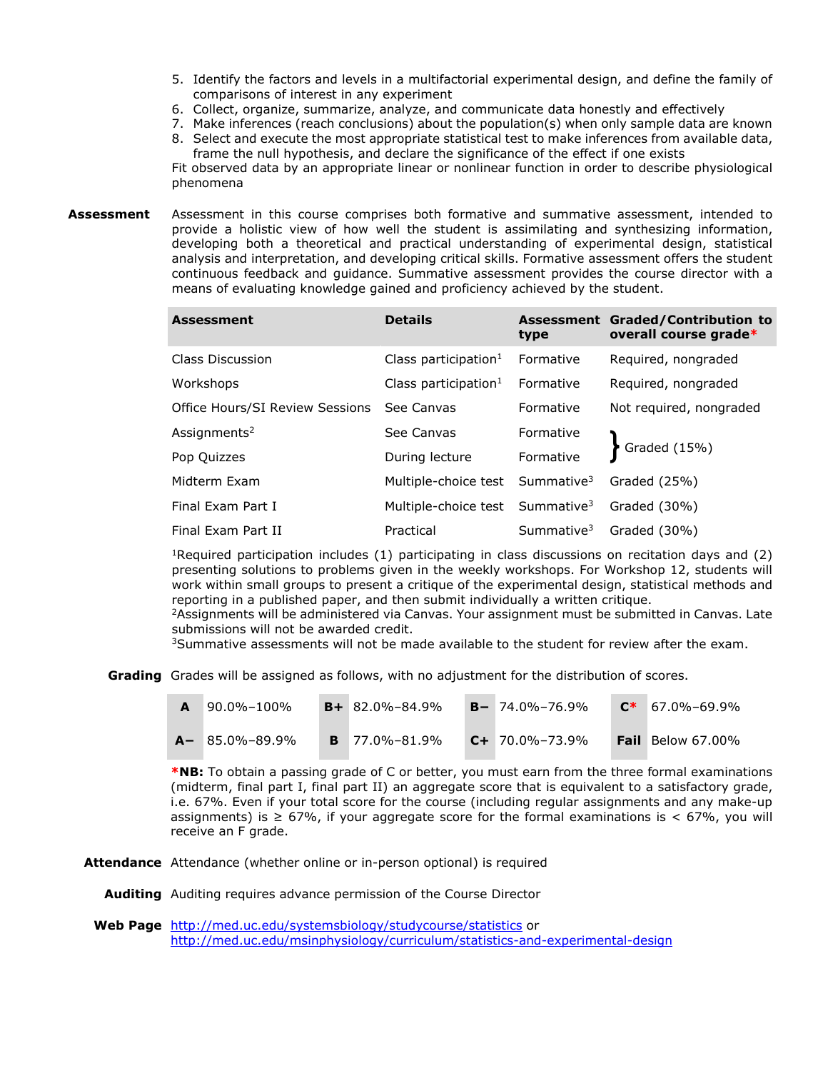5. Identify the factors and levels in a multifactorial experimental design, and define the family of comparisons of interest in any experiment
6. Collect, organize, summarize, analyze, and communicate data honestly and effectively
7. Make inferences (reach conclusions) about the population(s) when only sample data are known
8. Select and execute the most appropriate statistical test to make inferences from available data, frame the null hypothesis, and declare the significance of the effect if one exists

Fit observed data by an appropriate linear or nonlinear function in order to describe physiological phenomena

**Assessment**

Assessment in this course comprises both formative and summative assessment, intended to provide a holistic view of how well the student is assimilating and synthesizing information, developing both a theoretical and practical understanding of experimental design, statistical analysis and interpretation, and developing critical skills. Formative assessment offers the student continuous feedback and guidance. Summative assessment provides the course director with a means of evaluating knowledge gained and proficiency achieved by the student.

| Assessment | Details | Assessment type | Graded/Contribution to overall course grade* |
|---|---|---|---|
| Class Discussion | Class participation[1] | Formative | Required, nongraded |
| Workshops | Class participation[1] | Formative | Required, nongraded |
| Office Hours/SI Review Sessions | See Canvas | Formative | Not required, nongraded |
| Assignments[2] | See Canvas | Formative | Graded (15%) |
| Pop Quizzes | During lecture | Formative | |
| Midterm Exam | Multiple-choice test | Summative[3] | Graded (25%) |
| Final Exam Part I | Multiple-choice test | Summative[3] | Graded (30%) |
| Final Exam Part II | Practical | Summative[3] | Graded (30%) |

[1]Required participation includes (1) participating in class discussions on recitation days and (2) presenting solutions to problems given in the weekly workshops. For Workshop 12, students will work within small groups to present a critique of the experimental design, statistical methods and reporting in a published paper, and then submit individually a written critique.
[2]Assignments will be administered via Canvas. Your assignment must be submitted in Canvas. Late submissions will not be awarded credit.
[3]Summative assessments will not be made available to the student for review after the exam.

**Grading** Grades will be assigned as follows, with no adjustment for the distribution of scores.

| | | | | | | | |
|---|---|---|---|---|---|---|---|
| **A** | 90.0%–100% | **B+** | 82.0%–84.9% | **B−** | 74.0%–76.9% | **C*** | 67.0%–69.9% |
| **A−** | 85.0%–89.9% | **B** | 77.0%–81.9% | **C+** | 70.0%–73.9% | **Fail** | Below 67.00% |

***NB:** To obtain a passing grade of C or better, you must earn from the three formal examinations (midterm, final part I, final part II) an aggregate score that is equivalent to a satisfactory grade, i.e. 67%. Even if your total score for the course (including regular assignments and any make-up assignments) is ≥ 67%, if your aggregate score for the formal examinations is < 67%, you will receive an F grade.

**Attendance** Attendance (whether online or in-person optional) is required

**Auditing** Auditing requires advance permission of the Course Director

**Web Page** http://med.uc.edu/systemsbiology/studycourse/statistics or http://med.uc.edu/msinphysiology/curriculum/statistics-and-experimental-design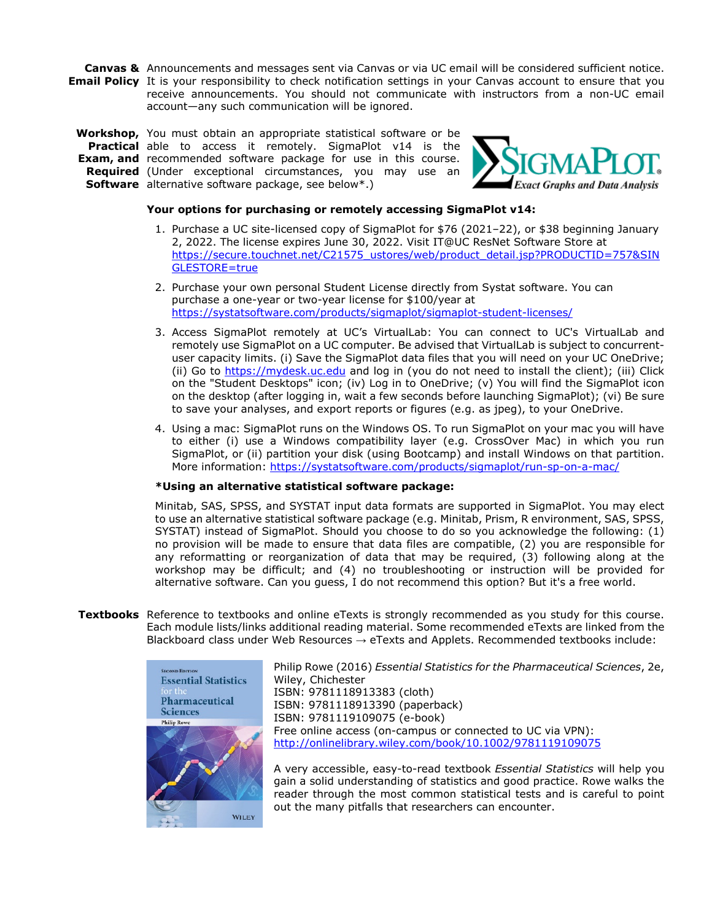**Canvas & Email Policy** Announcements and messages sent via Canvas or via UC email will be considered sufficient notice. It is your responsibility to check notification settings in your Canvas account to ensure that you receive announcements. You should not communicate with instructors from a non-UC email account—any such communication will be ignored.

**Workshop, Practical Exam, and Required Software** You must obtain an appropriate statistical software or be able to access it remotely. SigmaPlot v14 is the recommended software package for use in this course. (Under exceptional circumstances, you may use an alternative software package, see below*.)

SIGMAPLOT
Exact Graphs and Data Analysis

**Your options for purchasing or remotely accessing SigmaPlot v14:**

1. Purchase a UC site-licensed copy of SigmaPlot for $76 (2021–22), or $38 beginning January 2, 2022. The license expires June 30, 2022. Visit IT@UC ResNet Software Store at https://secure.touchnet.net/C21575_ustores/web/product_detail.jsp?PRODUCTID=757&SINGLESTORE=true
2. Purchase your own personal Student License directly from Systat software. You can purchase a one-year or two-year license for $100/year at https://systatsoftware.com/products/sigmaplot/sigmaplot-student-licenses/
3. Access SigmaPlot remotely at UC's VirtualLab: You can connect to UC's VirtualLab and remotely use SigmaPlot on a UC computer. Be advised that VirtualLab is subject to concurrent-user capacity limits. (i) Save the SigmaPlot data files that you will need on your UC OneDrive; (ii) Go to https://mydesk.uc.edu and log in (you do not need to install the client); (iii) Click on the "Student Desktops" icon; (iv) Log in to OneDrive; (v) You will find the SigmaPlot icon on the desktop (after logging in, wait a few seconds before launching SigmaPlot); (vi) Be sure to save your analyses, and export reports or figures (e.g. as jpeg), to your OneDrive.
4. Using a mac: SigmaPlot runs on the Windows OS. To run SigmaPlot on your mac you will have to either (i) use a Windows compatibility layer (e.g. CrossOver Mac) in which you run SigmaPlot, or (ii) partition your disk (using Bootcamp) and install Windows on that partition. More information: https://systatsoftware.com/products/sigmaplot/run-sp-on-a-mac/

***Using an alternative statistical software package:**

Minitab, SAS, SPSS, and SYSTAT input data formats are supported in SigmaPlot. You may elect to use an alternative statistical software package (e.g. Minitab, Prism, R environment, SAS, SPSS, SYSTAT) instead of SigmaPlot. Should you choose to do so you acknowledge the following: (1) no provision will be made to ensure that data files are compatible, (2) you are responsible for any reformatting or reorganization of data that may be required, (3) following along at the workshop may be difficult; and (4) no troubleshooting or instruction will be provided for alternative software. Can you guess, I do not recommend this option? But it's a free world.

**Textbooks** Reference to textbooks and online eTexts is strongly recommended as you study for this course. Each module lists/links additional reading material. Some recommended eTexts are linked from the Blackboard class under Web Resources → eTexts and Applets. Recommended textbooks include:

Philip Rowe (2016) *Essential Statistics for the Pharmaceutical Sciences*, 2e, Wiley, Chichester
ISBN: 9781118913383 (cloth)
ISBN: 9781118913390 (paperback)
ISBN: 9781119109075 (e-book)
Free online access (on-campus or connected to UC via VPN):
http://onlinelibrary.wiley.com/book/10.1002/9781119109075

A very accessible, easy-to-read textbook *Essential Statistics* will help you gain a solid understanding of statistics and good practice. Rowe walks the reader through the most common statistical tests and is careful to point out the many pitfalls that researchers can encounter.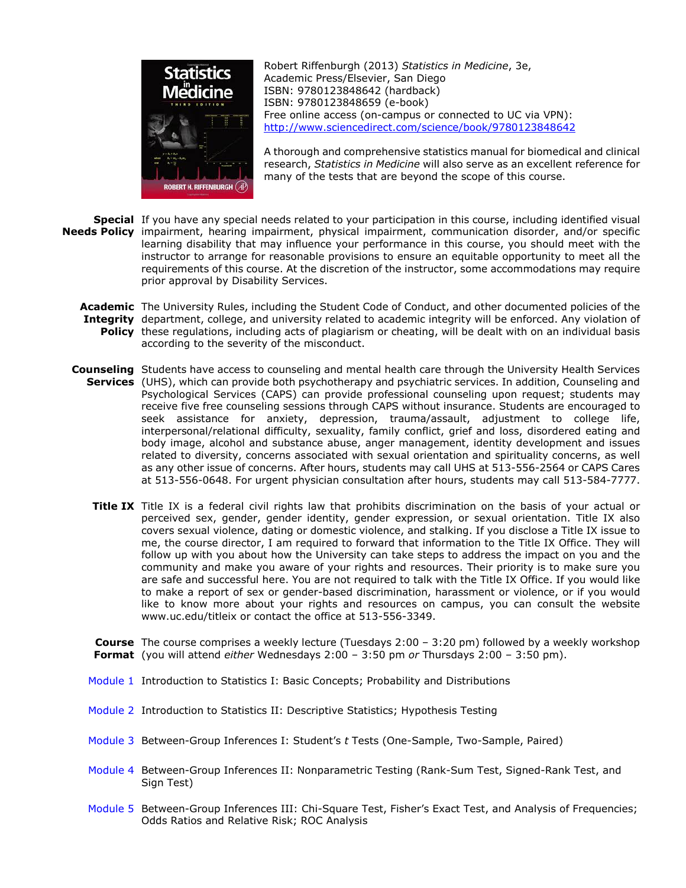Robert Riffenburgh (2013) *Statistics in Medicine*, 3e, Academic Press/Elsevier, San Diego
ISBN: 9780123848642 (hardback)
ISBN: 9780123848659 (e-book)
Free online access (on-campus or connected to UC via VPN): http://www.sciencedirect.com/science/book/9780123848642

A thorough and comprehensive statistics manual for biomedical and clinical research, *Statistics in Medicine* will also serve as an excellent reference for many of the tests that are beyond the scope of this course.

**Special Needs Policy** If you have any special needs related to your participation in this course, including identified visual impairment, hearing impairment, physical impairment, communication disorder, and/or specific learning disability that may influence your performance in this course, you should meet with the instructor to arrange for reasonable provisions to ensure an equitable opportunity to meet all the requirements of this course. At the discretion of the instructor, some accommodations may require prior approval by Disability Services.

**Academic Integrity Policy** The University Rules, including the Student Code of Conduct, and other documented policies of the department, college, and university related to academic integrity will be enforced. Any violation of these regulations, including acts of plagiarism or cheating, will be dealt with on an individual basis according to the severity of the misconduct.

**Counseling Services** Students have access to counseling and mental health care through the University Health Services (UHS), which can provide both psychotherapy and psychiatric services. In addition, Counseling and Psychological Services (CAPS) can provide professional counseling upon request; students may receive five free counseling sessions through CAPS without insurance. Students are encouraged to seek assistance for anxiety, depression, trauma/assault, adjustment to college life, interpersonal/relational difficulty, sexuality, family conflict, grief and loss, disordered eating and body image, alcohol and substance abuse, anger management, identity development and issues related to diversity, concerns associated with sexual orientation and spirituality concerns, as well as any other issue of concerns. After hours, students may call UHS at 513-556-2564 or CAPS Cares at 513-556-0648. For urgent physician consultation after hours, students may call 513-584-7777.

**Title IX** Title IX is a federal civil rights law that prohibits discrimination on the basis of your actual or perceived sex, gender, gender identity, gender expression, or sexual orientation. Title IX also covers sexual violence, dating or domestic violence, and stalking. If you disclose a Title IX issue to me, the course director, I am required to forward that information to the Title IX Office. They will follow up with you about how the University can take steps to address the impact on you and the community and make you aware of your rights and resources. Their priority is to make sure you are safe and successful here. You are not required to talk with the Title IX Office. If you would like to make a report of sex or gender-based discrimination, harassment or violence, or if you would like to know more about your rights and resources on campus, you can consult the website www.uc.edu/titleix or contact the office at 513-556-3349.

**Course Format** The course comprises a weekly lecture (Tuesdays 2:00 – 3:20 pm) followed by a weekly workshop (you will attend *either* Wednesdays 2:00 – 3:50 pm *or* Thursdays 2:00 – 3:50 pm).

Module 1 Introduction to Statistics I: Basic Concepts; Probability and Distributions

Module 2 Introduction to Statistics II: Descriptive Statistics; Hypothesis Testing

Module 3 Between-Group Inferences I: Student's *t* Tests (One-Sample, Two-Sample, Paired)

Module 4 Between-Group Inferences II: Nonparametric Testing (Rank-Sum Test, Signed-Rank Test, and Sign Test)

Module 5 Between-Group Inferences III: Chi-Square Test, Fisher's Exact Test, and Analysis of Frequencies; Odds Ratios and Relative Risk; ROC Analysis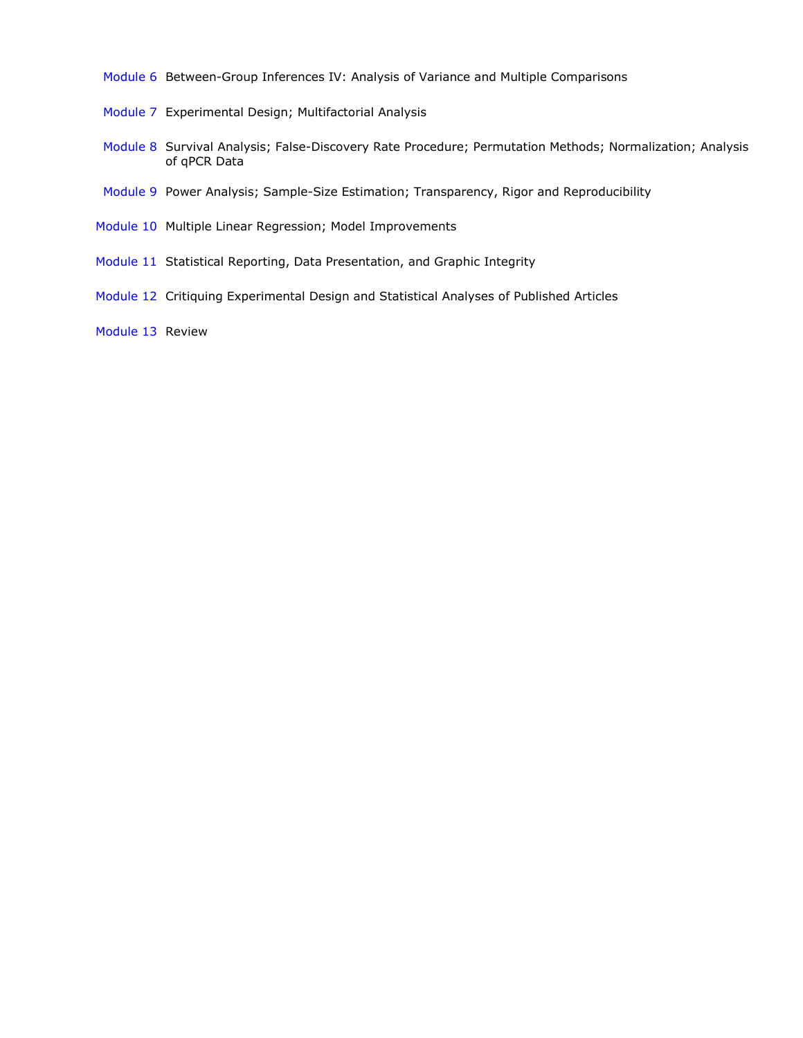Module 6 Between-Group Inferences IV: Analysis of Variance and Multiple Comparisons

Module 7 Experimental Design; Multifactorial Analysis

Module 8 Survival Analysis; False-Discovery Rate Procedure; Permutation Methods; Normalization; Analysis of qPCR Data

Module 9 Power Analysis; Sample-Size Estimation; Transparency, Rigor and Reproducibility

Module 10 Multiple Linear Regression; Model Improvements

Module 11 Statistical Reporting, Data Presentation, and Graphic Integrity

Module 12 Critiquing Experimental Design and Statistical Analyses of Published Articles

Module 13 Review